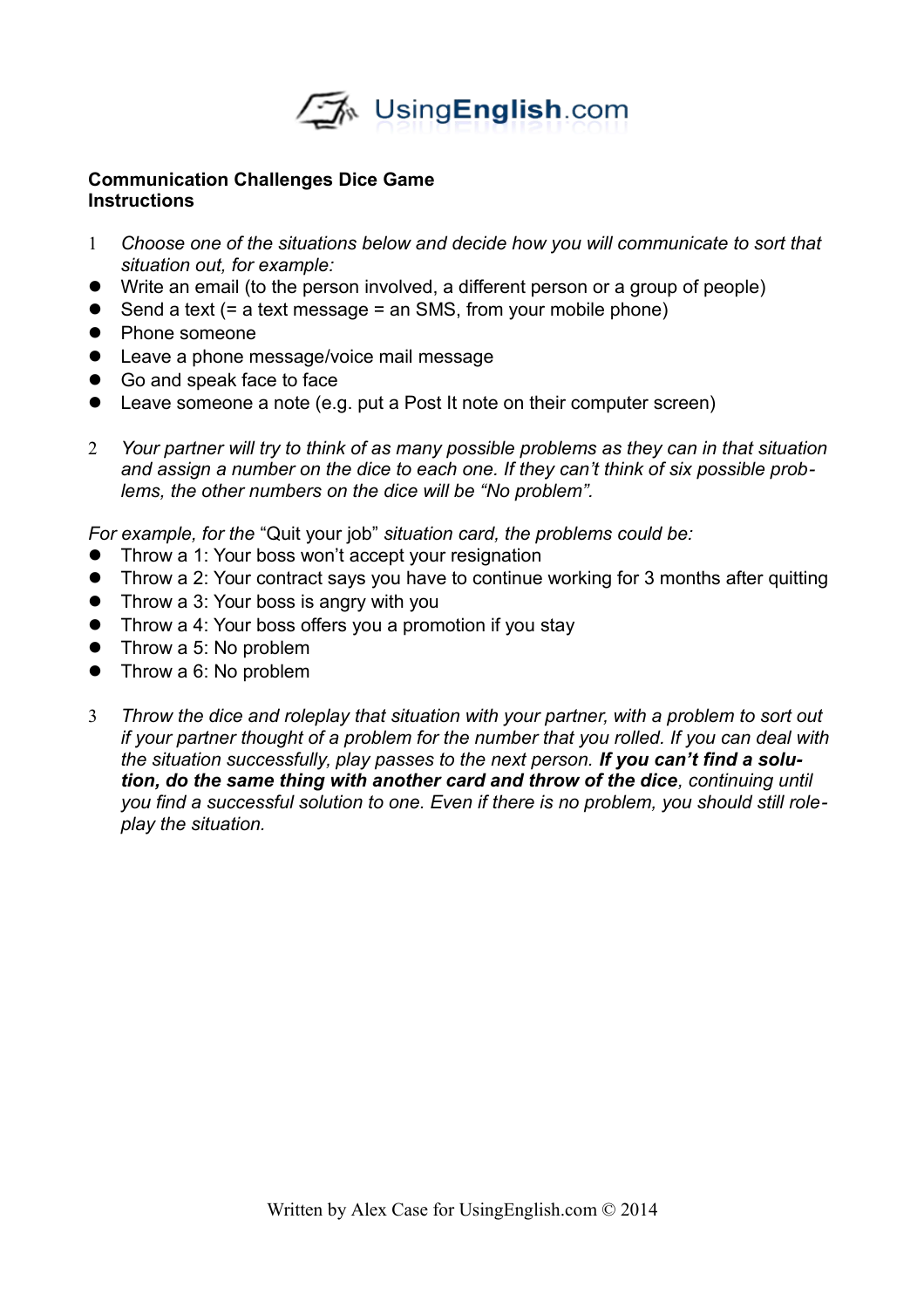UsingEnglish.com

**Communication Challenges Dice Game**
**Instructions**

1. *Choose one of the situations below and decide how you will communicate to sort that situation out, for example:*

- Write an email (to the person involved, a different person or a group of people)
- Send a text (= a text message = an SMS, from your mobile phone)
- Phone someone
- Leave a phone message/voice mail message
- Go and speak face to face
- Leave someone a note (e.g. put a Post It note on their computer screen)

2. *Your partner will try to think of as many possible problems as they can in that situation and assign a number on the dice to each one. If they can't think of six possible problems, the other numbers on the dice will be "No problem".*

*For example, for the* "Quit your job" *situation card, the problems could be:*

- Throw a 1: Your boss won't accept your resignation
- Throw a 2: Your contract says you have to continue working for 3 months after quitting
- Throw a 3: Your boss is angry with you
- Throw a 4: Your boss offers you a promotion if you stay
- Throw a 5: No problem
- Throw a 6: No problem

3. *Throw the dice and roleplay that situation with your partner, with a problem to sort out if your partner thought of a problem for the number that you rolled. If you can deal with the situation successfully, play passes to the next person.* ***If you can't find a solution, do the same thing with another card and throw of the dice****, continuing until you find a successful solution to one. Even if there is no problem, you should still roleplay the situation.*

Written by Alex Case for UsingEnglish.com © 2014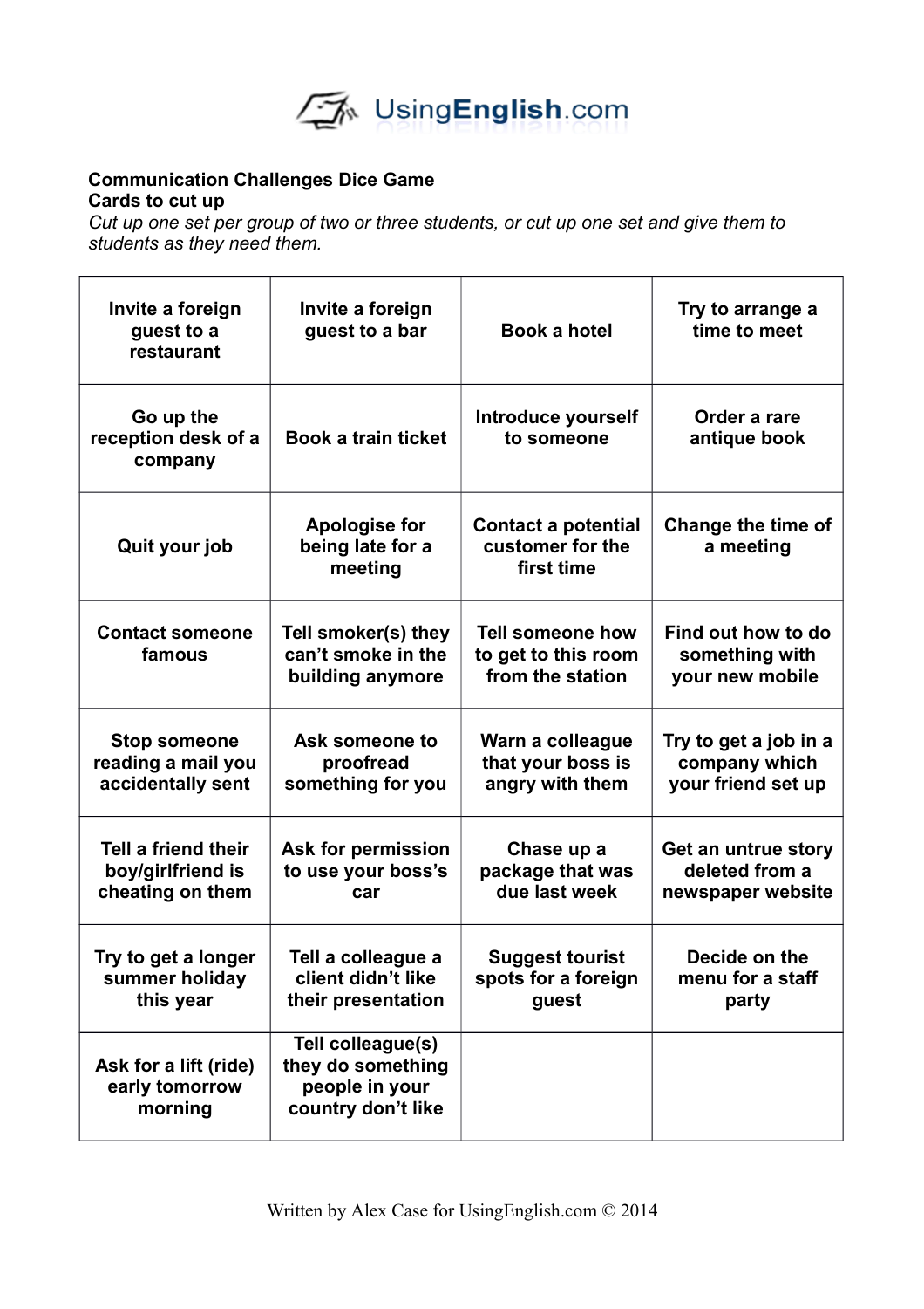UsingEnglish.com

**Communication Challenges Dice Game**
**Cards to cut up**
*Cut up one set per group of two or three students, or cut up one set and give them to students as they need them.*

| | | | |
|---|---|---|---|
| Invite a foreign guest to a restaurant | Invite a foreign guest to a bar | Book a hotel | Try to arrange a time to meet |
| Go up the reception desk of a company | Book a train ticket | Introduce yourself to someone | Order a rare antique book |
| Quit your job | Apologise for being late for a meeting | Contact a potential customer for the first time | Change the time of a meeting |
| Contact someone famous | Tell smoker(s) they can't smoke in the building anymore | Tell someone how to get to this room from the station | Find out how to do something with your new mobile |
| Stop someone reading a mail you accidentally sent | Ask someone to proofread something for you | Warn a colleague that your boss is angry with them | Try to get a job in a company which your friend set up |
| Tell a friend their boy/girlfriend is cheating on them | Ask for permission to use your boss's car | Chase up a package that was due last week | Get an untrue story deleted from a newspaper website |
| Try to get a longer summer holiday this year | Tell a colleague a client didn't like their presentation | Suggest tourist spots for a foreign guest | Decide on the menu for a staff party |
| Ask for a lift (ride) early tomorrow morning | Tell colleague(s) they do something people in your country don't like | | |

Written by Alex Case for UsingEnglish.com © 2014